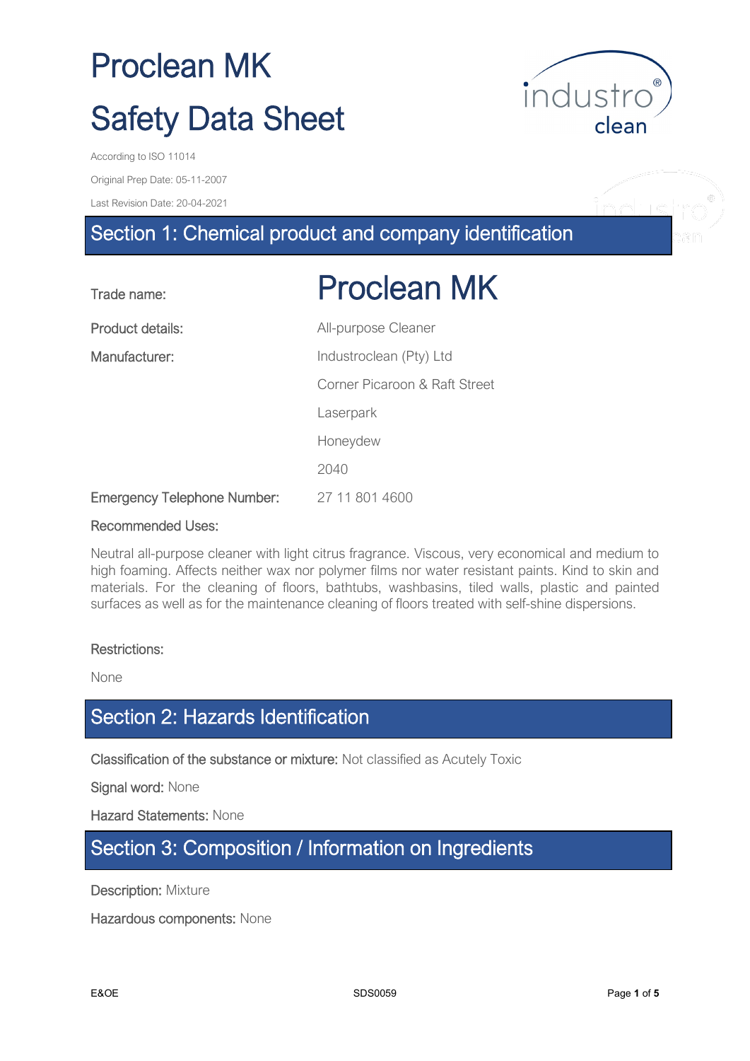# Proclean MK

# Safety Data Sheet

According to ISO 11014

Original Prep Date: 05-11-2007

Last Revision Date: 20-04-2021

## Section 1: Chemical product and company identification

| | |
|---|---|
| Trade name: | **Proclean MK** |
| Product details: | All-purpose Cleaner |
| Manufacturer: | Industroclean (Pty) Ltd |
| | Corner Picaroon & Raft Street |
| | Laserpark |
| | Honeydew |
| | 2040 |
| Emergency Telephone Number: | 27 11 801 4600 |

Recommended Uses:

Neutral all-purpose cleaner with light citrus fragrance. Viscous, very economical and medium to high foaming. Affects neither wax nor polymer films nor water resistant paints. Kind to skin and materials. For the cleaning of floors, bathtubs, washbasins, tiled walls, plastic and painted surfaces as well as for the maintenance cleaning of floors treated with self-shine dispersions.

Restrictions:

None

## Section 2: Hazards Identification

Classification of the substance or mixture: Not classified as Acutely Toxic

Signal word: None

Hazard Statements: None

## Section 3: Composition / Information on Ingredients

Description: Mixture

Hazardous components: None

E&OE SDS0059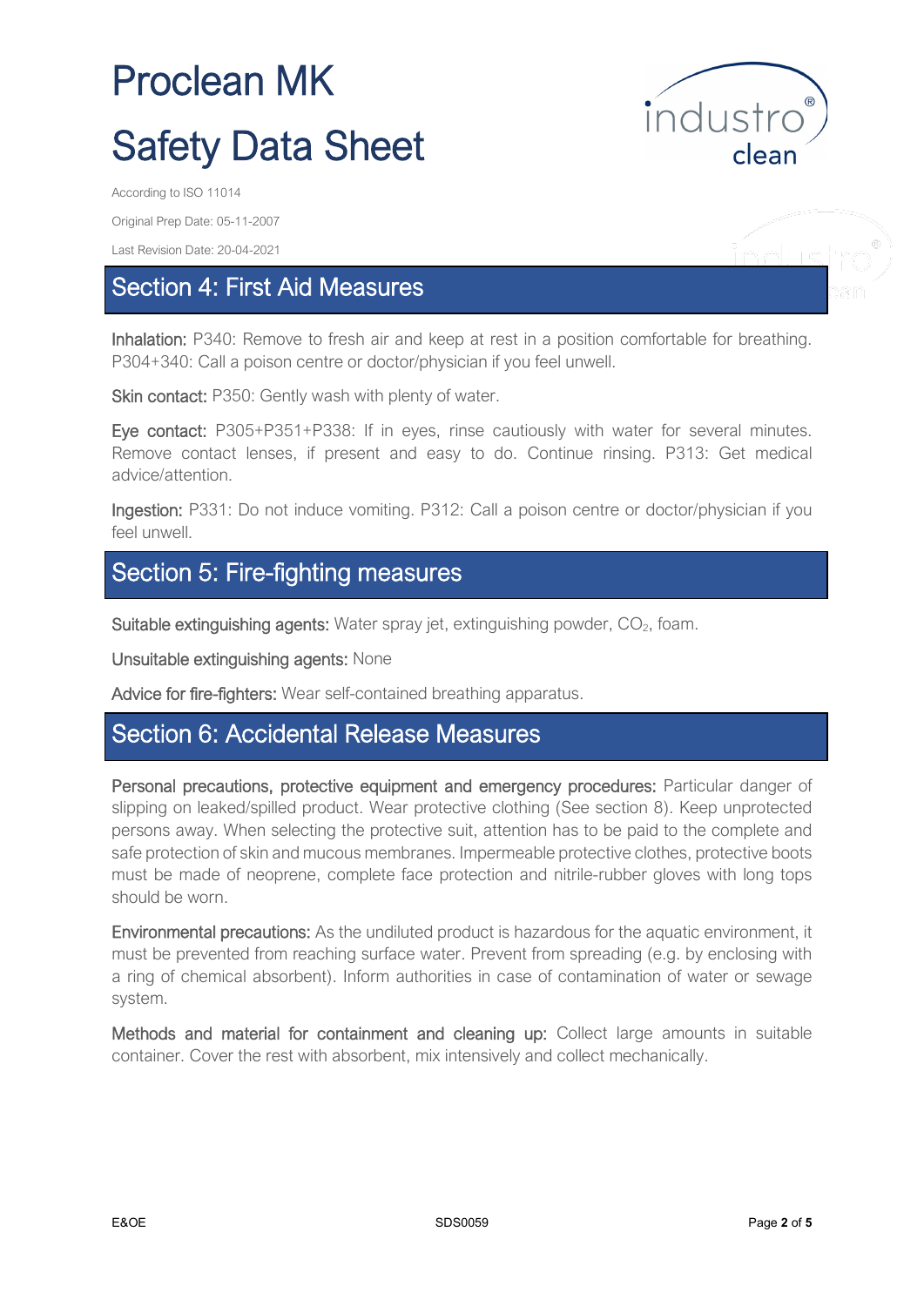# Proclean MK

# Safety Data Sheet

According to ISO 11014

Original Prep Date: 05-11-2007

Last Revision Date: 20-04-2021

## Section 4: First Aid Measures

**Inhalation:** P340: Remove to fresh air and keep at rest in a position comfortable for breathing. P304+340: Call a poison centre or doctor/physician if you feel unwell.

**Skin contact:** P350: Gently wash with plenty of water.

**Eye contact:** P305+P351+P338: If in eyes, rinse cautiously with water for several minutes. Remove contact lenses, if present and easy to do. Continue rinsing. P313: Get medical advice/attention.

**Ingestion:** P331: Do not induce vomiting. P312: Call a poison centre or doctor/physician if you feel unwell.

## Section 5: Fire-fighting measures

**Suitable extinguishing agents:** Water spray jet, extinguishing powder, $CO_2$, foam.

**Unsuitable extinguishing agents:** None

**Advice for fire-fighters:** Wear self-contained breathing apparatus.

## Section 6: Accidental Release Measures

**Personal precautions, protective equipment and emergency procedures:** Particular danger of slipping on leaked/spilled product. Wear protective clothing (See section 8). Keep unprotected persons away. When selecting the protective suit, attention has to be paid to the complete and safe protection of skin and mucous membranes. Impermeable protective clothes, protective boots must be made of neoprene, complete face protection and nitrile-rubber gloves with long tops should be worn.

**Environmental precautions:** As the undiluted product is hazardous for the aquatic environment, it must be prevented from reaching surface water. Prevent from spreading (e.g. by enclosing with a ring of chemical absorbent). Inform authorities in case of contamination of water or sewage system.

**Methods and material for containment and cleaning up:** Collect large amounts in suitable container. Cover the rest with absorbent, mix intensively and collect mechanically.

E&OE SDS0059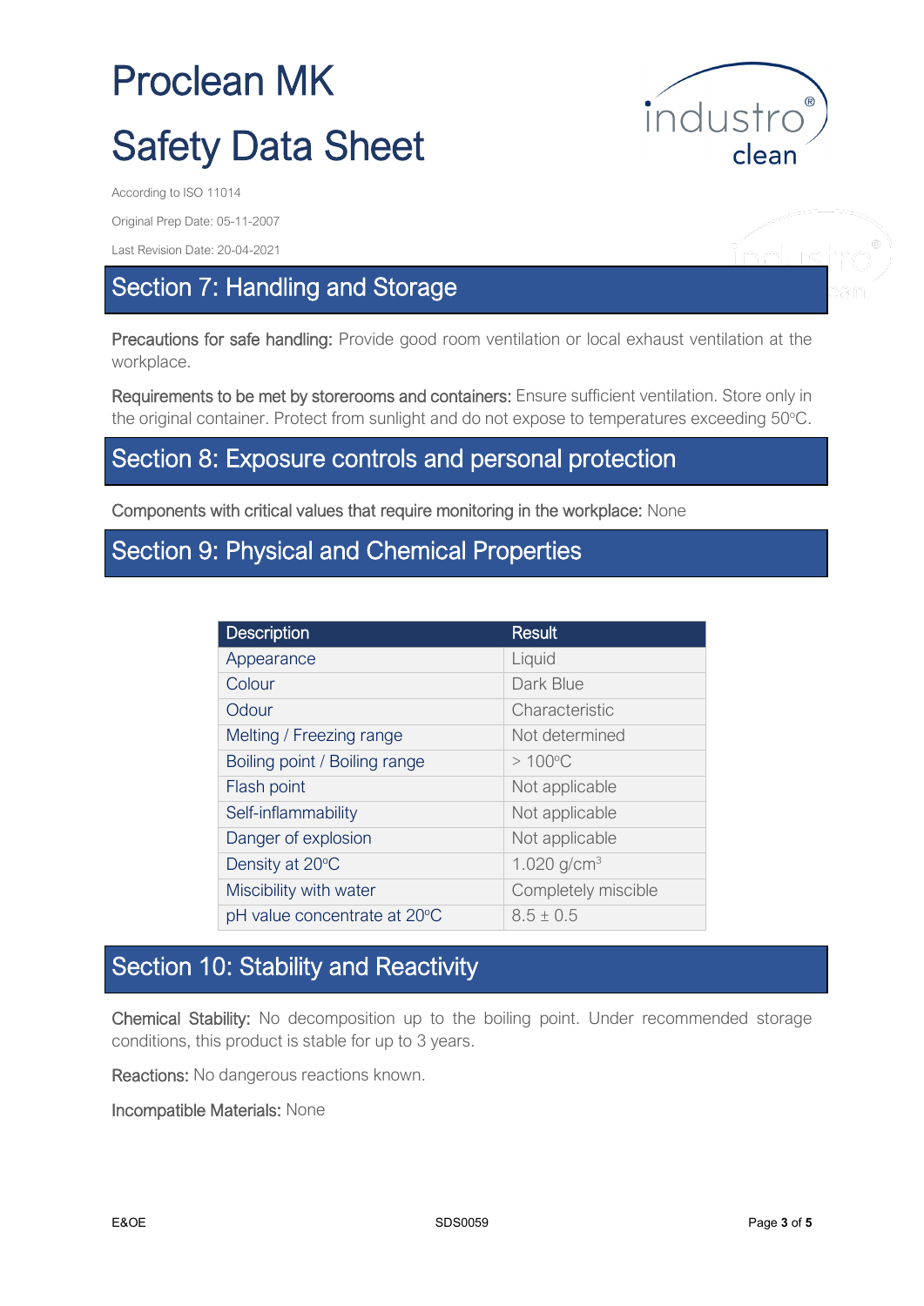# Proclean MK

# Safety Data Sheet

According to ISO 11014

Original Prep Date: 05-11-2007

Last Revision Date: 20-04-2021

## Section 7: Handling and Storage

**Precautions for safe handling:** Provide good room ventilation or local exhaust ventilation at the workplace.

**Requirements to be met by storerooms and containers:** Ensure sufficient ventilation. Store only in the original container. Protect from sunlight and do not expose to temperatures exceeding 50ºC.

## Section 8: Exposure controls and personal protection

**Components with critical values that require monitoring in the workplace:** None

## Section 9: Physical and Chemical Properties

| Description | Result |
| --- | --- |
| Appearance | Liquid |
| Colour | Dark Blue |
| Odour | Characteristic |
| Melting / Freezing range | Not determined |
| Boiling point / Boiling range | > 100ºC |
| Flash point | Not applicable |
| Self-inflammability | Not applicable |
| Danger of explosion | Not applicable |
| Density at 20ºC | 1.020 g/cm$^3$ |
| Miscibility with water | Completely miscible |
| pH value concentrate at 20ºC | $8.5 \pm 0.5$ |

## Section 10: Stability and Reactivity

**Chemical Stability:** No decomposition up to the boiling point. Under recommended storage conditions, this product is stable for up to 3 years.

**Reactions:** No dangerous reactions known.

**Incompatible Materials:** None

E&OE

SDS0059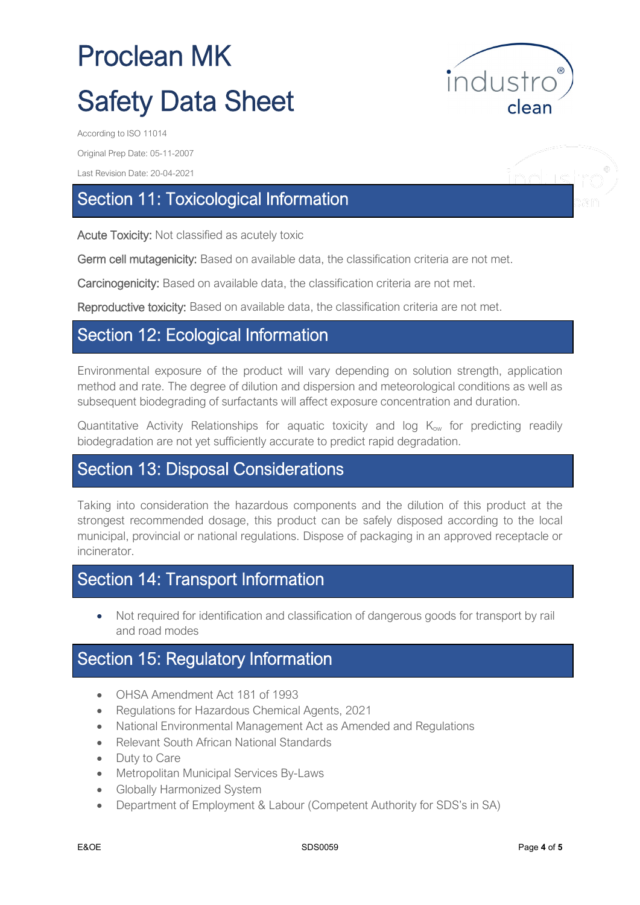# Proclean MK

# Safety Data Sheet

According to ISO 11014

Original Prep Date: 05-11-2007

Last Revision Date: 20-04-2021

## Section 11: Toxicological Information

**Acute Toxicity:** Not classified as acutely toxic

**Germ cell mutagenicity:** Based on available data, the classification criteria are not met.

**Carcinogenicity:** Based on available data, the classification criteria are not met.

**Reproductive toxicity:** Based on available data, the classification criteria are not met.

## Section 12: Ecological Information

Environmental exposure of the product will vary depending on solution strength, application method and rate. The degree of dilution and dispersion and meteorological conditions as well as subsequent biodegrading of surfactants will affect exposure concentration and duration.

Quantitative Activity Relationships for aquatic toxicity and log $K_{ow}$ for predicting readily biodegradation are not yet sufficiently accurate to predict rapid degradation.

## Section 13: Disposal Considerations

Taking into consideration the hazardous components and the dilution of this product at the strongest recommended dosage, this product can be safely disposed according to the local municipal, provincial or national regulations. Dispose of packaging in an approved receptacle or incinerator.

## Section 14: Transport Information

- Not required for identification and classification of dangerous goods for transport by rail and road modes

## Section 15: Regulatory Information

- OHSA Amendment Act 181 of 1993
- Regulations for Hazardous Chemical Agents, 2021
- National Environmental Management Act as Amended and Regulations
- Relevant South African National Standards
- Duty to Care
- Metropolitan Municipal Services By-Laws
- Globally Harmonized System
- Department of Employment & Labour (Competent Authority for SDS's in SA)

E&OE SDS0059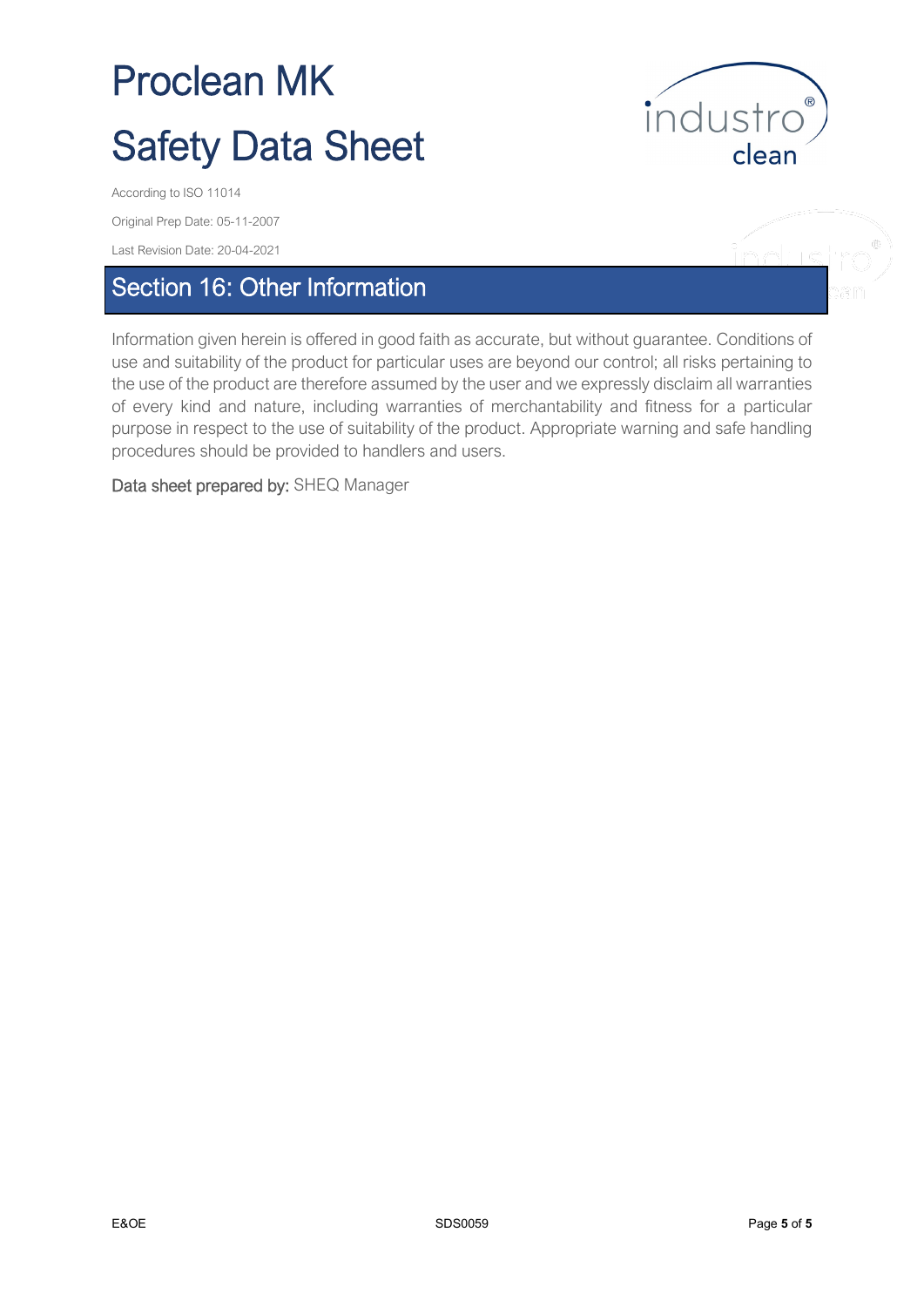# Proclean MK

# Safety Data Sheet

According to ISO 11014

Original Prep Date: 05-11-2007

Last Revision Date: 20-04-2021

## Section 16: Other Information

Information given herein is offered in good faith as accurate, but without guarantee. Conditions of use and suitability of the product for particular uses are beyond our control; all risks pertaining to the use of the product are therefore assumed by the user and we expressly disclaim all warranties of every kind and nature, including warranties of merchantability and fitness for a particular purpose in respect to the use of suitability of the product. Appropriate warning and safe handling procedures should be provided to handlers and users.

**Data sheet prepared by:** SHEQ Manager

E&OE

SDS0059